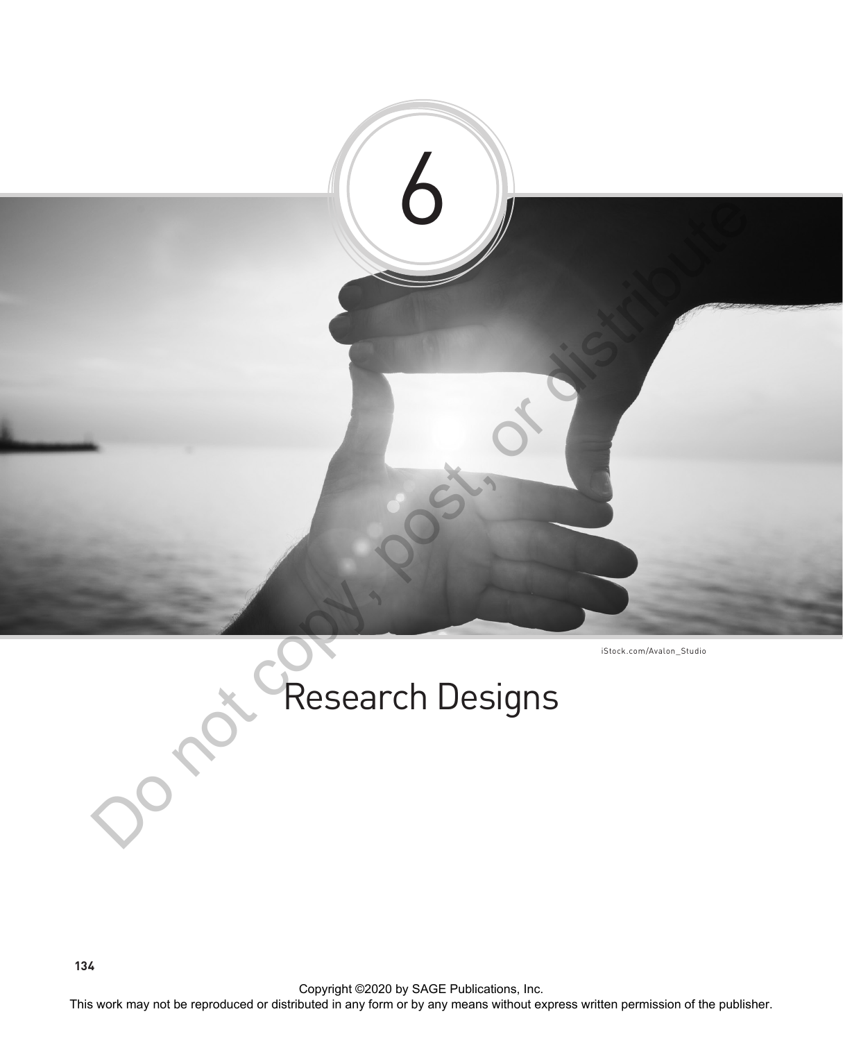# 6

iStock.com/Avalon_Studio

# Research Designs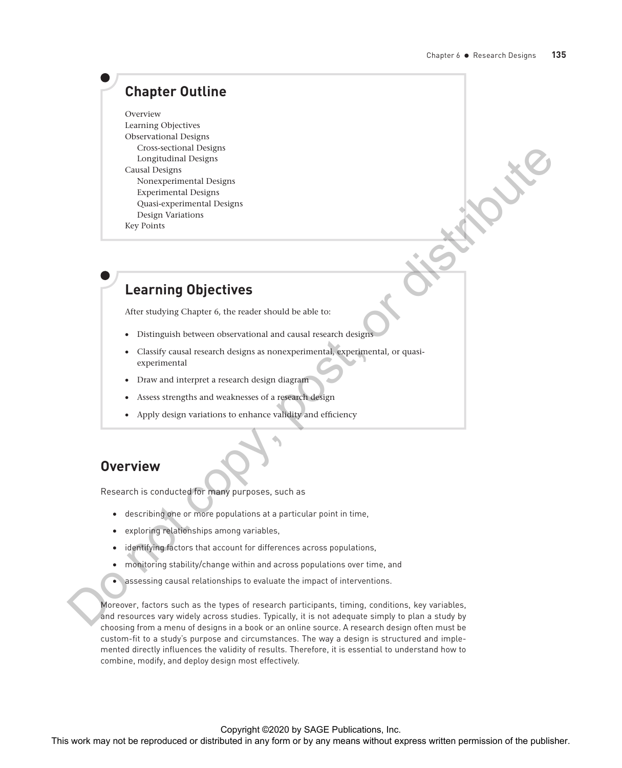## Chapter Outline

Overview
Learning Objectives
Observational Designs
- Cross-sectional Designs
- Longitudinal Designs

Causal Designs
- Nonexperimental Designs
- Experimental Designs
- Quasi-experimental Designs
- Design Variations

Key Points

## Learning Objectives

After studying Chapter 6, the reader should be able to:

- Distinguish between observational and causal research designs
- Classify causal research designs as nonexperimental, experimental, or quasi-experimental
- Draw and interpret a research design diagram
- Assess strengths and weaknesses of a research design
- Apply design variations to enhance validity and efficiency

## Overview

Research is conducted for many purposes, such as

- describing one or more populations at a particular point in time,
- exploring relationships among variables,
- identifying factors that account for differences across populations,
- monitoring stability/change within and across populations over time, and
- assessing causal relationships to evaluate the impact of interventions.

Moreover, factors such as the types of research participants, timing, conditions, key variables, and resources vary widely across studies. Typically, it is not adequate simply to plan a study by choosing from a menu of designs in a book or an online source. A research design often must be custom-fit to a study's purpose and circumstances. The way a design is structured and implemented directly influences the validity of results. Therefore, it is essential to understand how to combine, modify, and deploy design most effectively.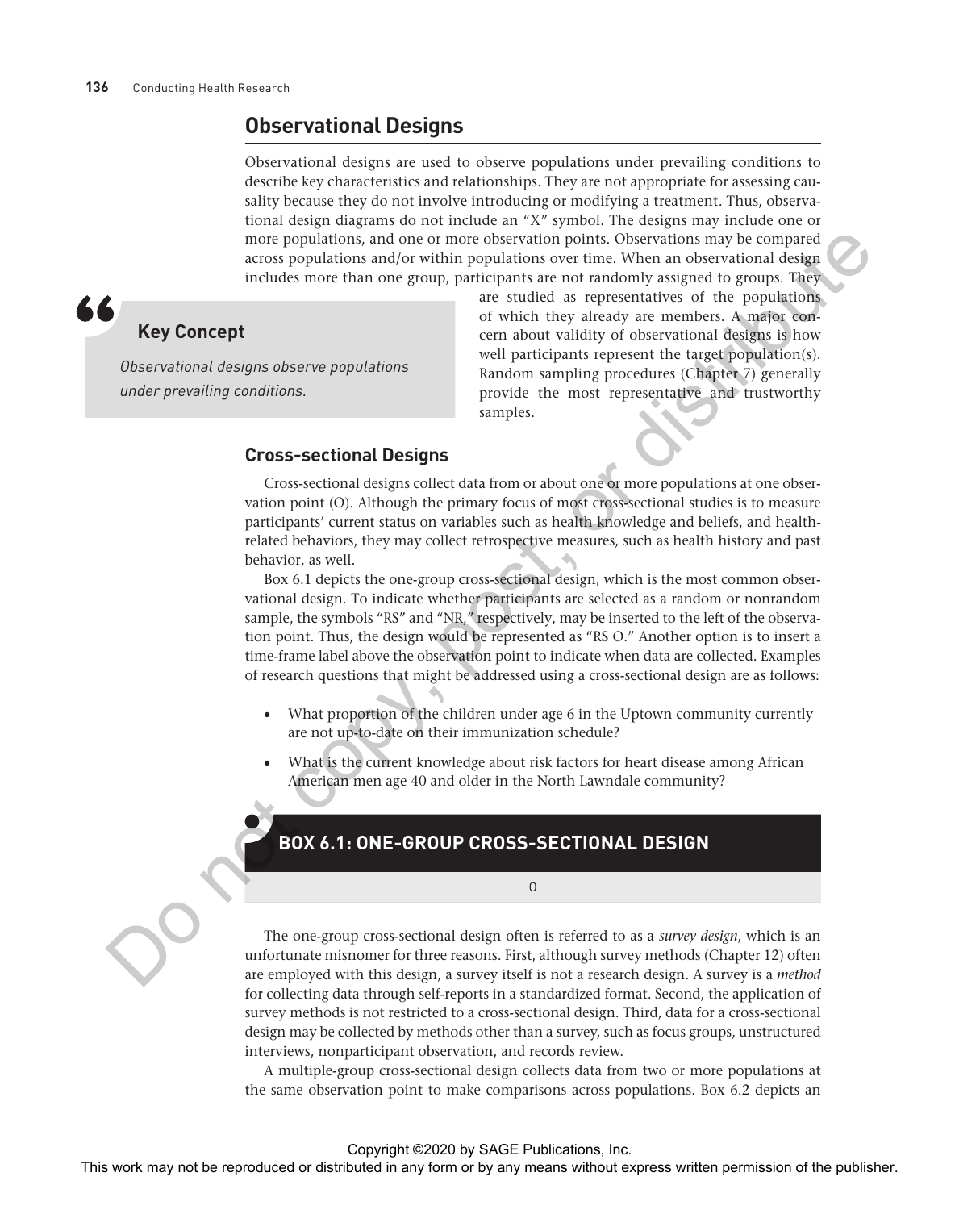## Observational Designs

Observational designs are used to observe populations under prevailing conditions to describe key characteristics and relationships. They are not appropriate for assessing causality because they do not involve introducing or modifying a treatment. Thus, observational design diagrams do not include an "X" symbol. The designs may include one or more populations, and one or more observation points. Observations may be compared across populations and/or within populations over time. When an observational design includes more than one group, participants are not randomly assigned to groups. They are studied as representatives of the populations of which they already are members. A major concern about validity of observational designs is how well participants represent the target population(s). Random sampling procedures (Chapter 7) generally provide the most representative and trustworthy samples.

> **Key Concept**
>
> *Observational designs observe populations under prevailing conditions.*

### Cross-sectional Designs

Cross-sectional designs collect data from or about one or more populations at one observation point (O). Although the primary focus of most cross-sectional studies is to measure participants' current status on variables such as health knowledge and beliefs, and health-related behaviors, they may collect retrospective measures, such as health history and past behavior, as well.

Box 6.1 depicts the one-group cross-sectional design, which is the most common observational design. To indicate whether participants are selected as a random or nonrandom sample, the symbols "RS" and "NR," respectively, may be inserted to the left of the observation point. Thus, the design would be represented as "RS O." Another option is to insert a time-frame label above the observation point to indicate when data are collected. Examples of research questions that might be addressed using a cross-sectional design are as follows:

- What proportion of the children under age 6 in the Uptown community currently are not up-to-date on their immunization schedule?
- What is the current knowledge about risk factors for heart disease among African American men age 40 and older in the North Lawndale community?

**BOX 6.1: ONE-GROUP CROSS-SECTIONAL DESIGN**

O

The one-group cross-sectional design often is referred to as a *survey design*, which is an unfortunate misnomer for three reasons. First, although survey methods (Chapter 12) often are employed with this design, a survey itself is not a research design. A survey is a *method* for collecting data through self-reports in a standardized format. Second, the application of survey methods is not restricted to a cross-sectional design. Third, data for a cross-sectional design may be collected by methods other than a survey, such as focus groups, unstructured interviews, nonparticipant observation, and records review.

A multiple-group cross-sectional design collects data from two or more populations at the same observation point to make comparisons across populations. Box 6.2 depicts an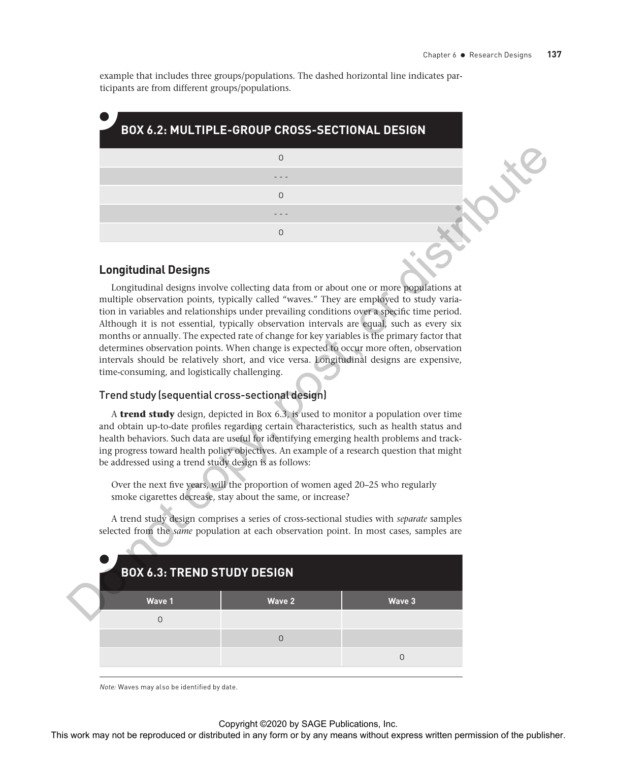example that includes three groups/populations. The dashed horizontal line indicates participants are from different groups/populations.

### BOX 6.2: MULTIPLE-GROUP CROSS-SECTIONAL DESIGN

| |
|---|
| O |
| - - - |
| O |
| - - - |
| O |

## Longitudinal Designs

Longitudinal designs involve collecting data from or about one or more populations at multiple observation points, typically called "waves." They are employed to study variation in variables and relationships under prevailing conditions over a specific time period. Although it is not essential, typically observation intervals are equal, such as every six months or annually. The expected rate of change for key variables is the primary factor that determines observation points. When change is expected to occur more often, observation intervals should be relatively short, and vice versa. Longitudinal designs are expensive, time-consuming, and logistically challenging.

### Trend study (sequential cross-sectional design)

A **trend study** design, depicted in Box 6.3, is used to monitor a population over time and obtain up-to-date profiles regarding certain characteristics, such as health status and health behaviors. Such data are useful for identifying emerging health problems and tracking progress toward health policy objectives. An example of a research question that might be addressed using a trend study design is as follows:

> Over the next five years, will the proportion of women aged 20–25 who regularly smoke cigarettes decrease, stay about the same, or increase?

A trend study design comprises a series of cross-sectional studies with *separate* samples selected from the *same* population at each observation point. In most cases, samples are

### BOX 6.3: TREND STUDY DESIGN

| Wave 1 | Wave 2 | Wave 3 |
|---|---|---|
| O | | |
| | O | |
| | | O |

*Note:* Waves may also be identified by date.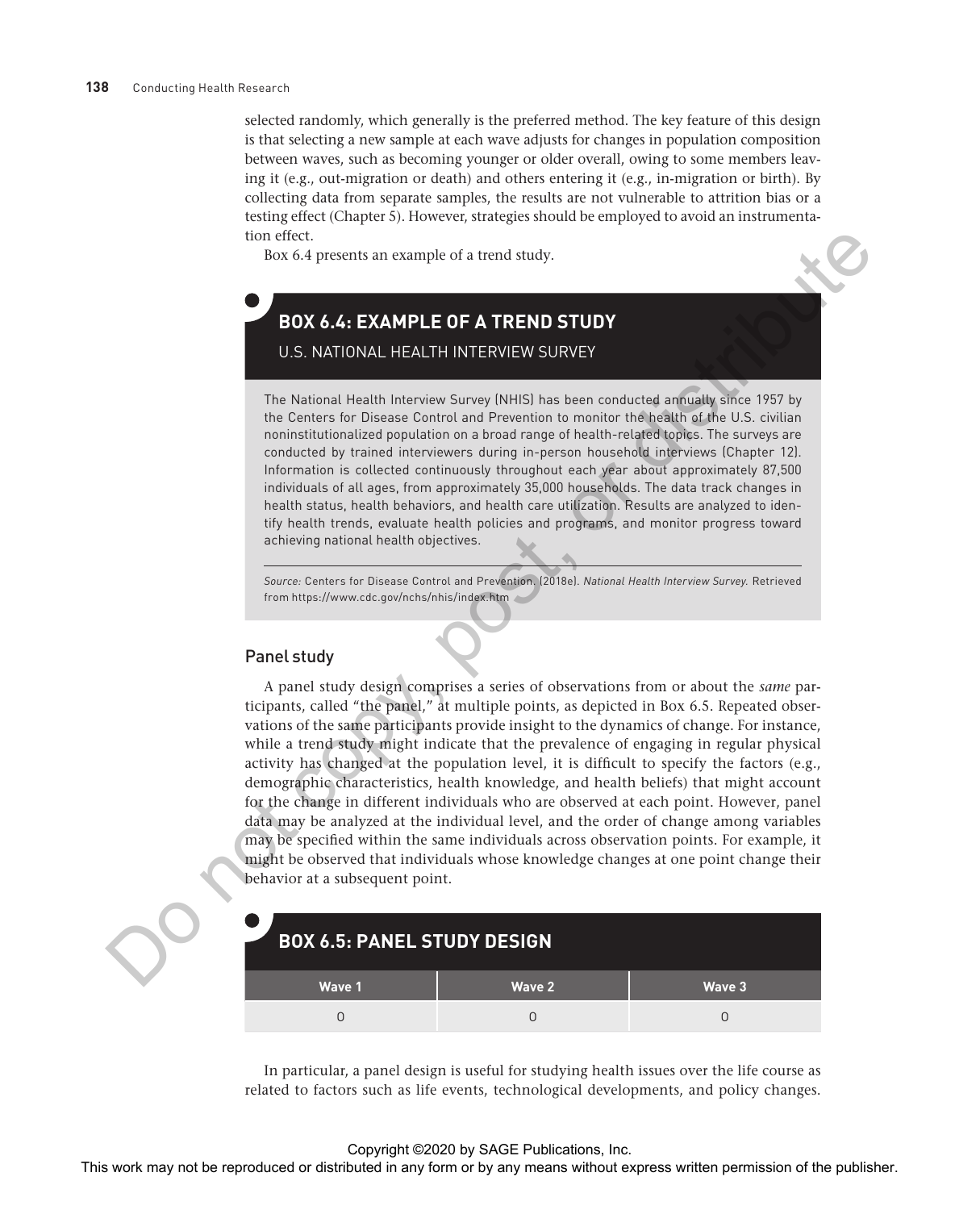selected randomly, which generally is the preferred method. The key feature of this design is that selecting a new sample at each wave adjusts for changes in population composition between waves, such as becoming younger or older overall, owing to some members leaving it (e.g., out-migration or death) and others entering it (e.g., in-migration or birth). By collecting data from separate samples, the results are not vulnerable to attrition bias or a testing effect (Chapter 5). However, strategies should be employed to avoid an instrumentation effect.

Box 6.4 presents an example of a trend study.

> **BOX 6.4: EXAMPLE OF A TREND STUDY**
>
> U.S. NATIONAL HEALTH INTERVIEW SURVEY
>
> The National Health Interview Survey (NHIS) has been conducted annually since 1957 by the Centers for Disease Control and Prevention to monitor the health of the U.S. civilian noninstitutionalized population on a broad range of health-related topics. The surveys are conducted by trained interviewers during in-person household interviews (Chapter 12). Information is collected continuously throughout each year about approximately 87,500 individuals of all ages, from approximately 35,000 households. The data track changes in health status, health behaviors, and health care utilization. Results are analyzed to identify health trends, evaluate health policies and programs, and monitor progress toward achieving national health objectives.
>
> *Source:* Centers for Disease Control and Prevention. (2018e). *National Health Interview Survey.* Retrieved from https://www.cdc.gov/nchs/nhis/index.htm

## Panel study

A panel study design comprises a series of observations from or about the *same* participants, called "the panel," at multiple points, as depicted in Box 6.5. Repeated observations of the same participants provide insight to the dynamics of change. For instance, while a trend study might indicate that the prevalence of engaging in regular physical activity has changed at the population level, it is difficult to specify the factors (e.g., demographic characteristics, health knowledge, and health beliefs) that might account for the change in different individuals who are observed at each point. However, panel data may be analyzed at the individual level, and the order of change among variables may be specified within the same individuals across observation points. For example, it might be observed that individuals whose knowledge changes at one point change their behavior at a subsequent point.

**BOX 6.5: PANEL STUDY DESIGN**

| Wave 1 | Wave 2 | Wave 3 |
|---|---|---|
| O | O | O |

In particular, a panel design is useful for studying health issues over the life course as related to factors such as life events, technological developments, and policy changes.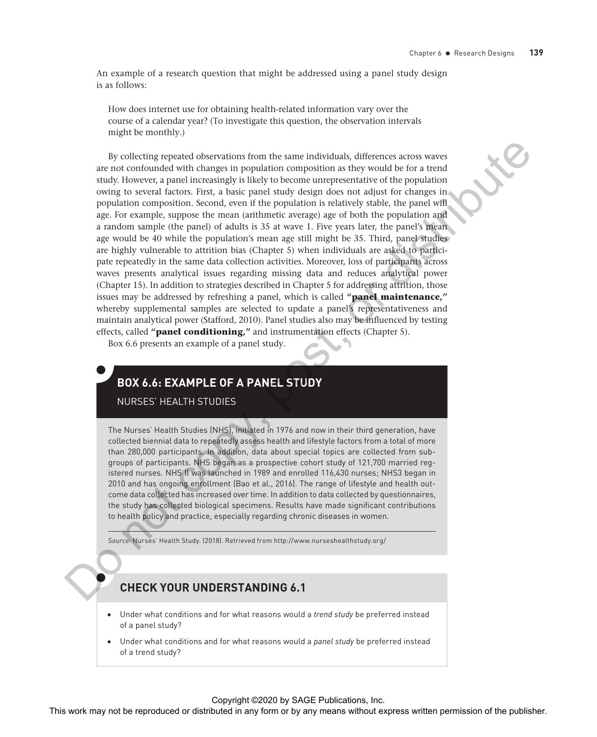An example of a research question that might be addressed using a panel study design is as follows:

> How does internet use for obtaining health-related information vary over the course of a calendar year? (To investigate this question, the observation intervals might be monthly.)

By collecting repeated observations from the same individuals, differences across waves are not confounded with changes in population composition as they would be for a trend study. However, a panel increasingly is likely to become unrepresentative of the population owing to several factors. First, a basic panel study design does not adjust for changes in population composition. Second, even if the population is relatively stable, the panel will age. For example, suppose the mean (arithmetic average) age of both the population and a random sample (the panel) of adults is 35 at wave 1. Five years later, the panel's mean age would be 40 while the population's mean age still might be 35. Third, panel studies are highly vulnerable to attrition bias (Chapter 5) when individuals are asked to participate repeatedly in the same data collection activities. Moreover, loss of participants across waves presents analytical issues regarding missing data and reduces analytical power (Chapter 15). In addition to strategies described in Chapter 5 for addressing attrition, those issues may be addressed by refreshing a panel, which is called **"panel maintenance,"** whereby supplemental samples are selected to update a panel's representativeness and maintain analytical power (Stafford, 2010). Panel studies also may be influenced by testing effects, called **"panel conditioning,"** and instrumentation effects (Chapter 5).

Box 6.6 presents an example of a panel study.

## BOX 6.6: EXAMPLE OF A PANEL STUDY

### NURSES' HEALTH STUDIES

The Nurses' Health Studies (NHS), initiated in 1976 and now in their third generation, have collected biennial data to repeatedly assess health and lifestyle factors from a total of more than 280,000 participants. In addition, data about special topics are collected from subgroups of participants. NHS began as a prospective cohort study of 121,700 married registered nurses. NHS II was launched in 1989 and enrolled 116,430 nurses; NHS3 began in 2010 and has ongoing enrollment (Bao et al., 2016). The range of lifestyle and health outcome data collected has increased over time. In addition to data collected by questionnaires, the study has collected biological specimens. Results have made significant contributions to health policy and practice, especially regarding chronic diseases in women.

*Source:* Nurses' Health Study. (2018). Retrieved from http://www.nurseshealthstudy.org/

## CHECK YOUR UNDERSTANDING 6.1

- Under what conditions and for what reasons would a *trend study* be preferred instead of a panel study?
- Under what conditions and for what reasons would a *panel study* be preferred instead of a trend study?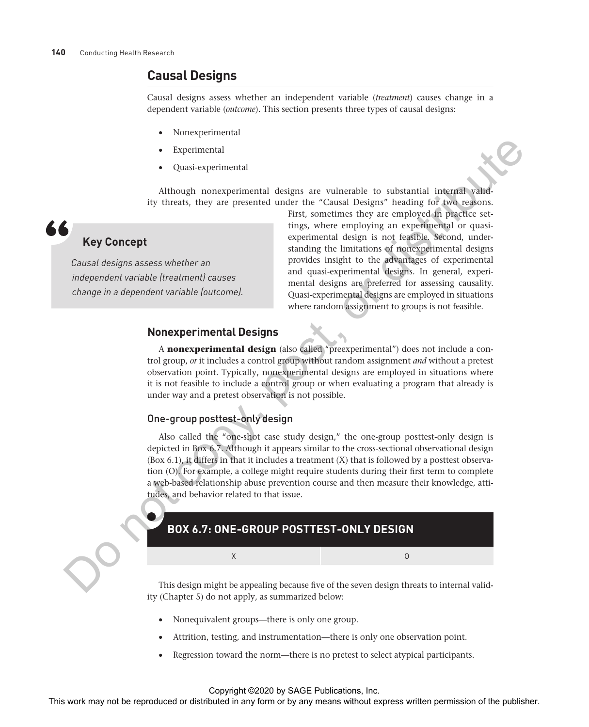## Causal Designs

Causal designs assess whether an independent variable (*treatment*) causes change in a dependent variable (*outcome*). This section presents three types of causal designs:

- Nonexperimental
- Experimental
- Quasi-experimental

Although nonexperimental designs are vulnerable to substantial internal validity threats, they are presented under the "Causal Designs" heading for two reasons. First, sometimes they are employed in practice settings, where employing an experimental or quasi-experimental design is not feasible. Second, understanding the limitations of nonexperimental designs provides insight to the advantages of experimental and quasi-experimental designs. In general, experimental designs are preferred for assessing causality. Quasi-experimental designs are employed in situations where random assignment to groups is not feasible.

> **Key Concept**
>
> *Causal designs assess whether an independent variable (treatment) causes change in a dependent variable (outcome).*

### Nonexperimental Designs

A **nonexperimental design** (also called "preexperimental") does not include a control group, *or* it includes a control group without random assignment *and* without a pretest observation point. Typically, nonexperimental designs are employed in situations where it is not feasible to include a control group or when evaluating a program that already is under way and a pretest observation is not possible.

#### One-group posttest-only design

Also called the "one-shot case study design," the one-group posttest-only design is depicted in Box 6.7. Although it appears similar to the cross-sectional observational design (Box 6.1), it differs in that it includes a treatment (X) that is followed by a posttest observation (O). For example, a college might require students during their first term to complete a web-based relationship abuse prevention course and then measure their knowledge, attitudes, and behavior related to that issue.

**BOX 6.7: ONE-GROUP POSTTEST-ONLY DESIGN**

| X | O |
|---|---|

This design might be appealing because five of the seven design threats to internal validity (Chapter 5) do not apply, as summarized below:

- Nonequivalent groups—there is only one group.
- Attrition, testing, and instrumentation—there is only one observation point.
- Regression toward the norm—there is no pretest to select atypical participants.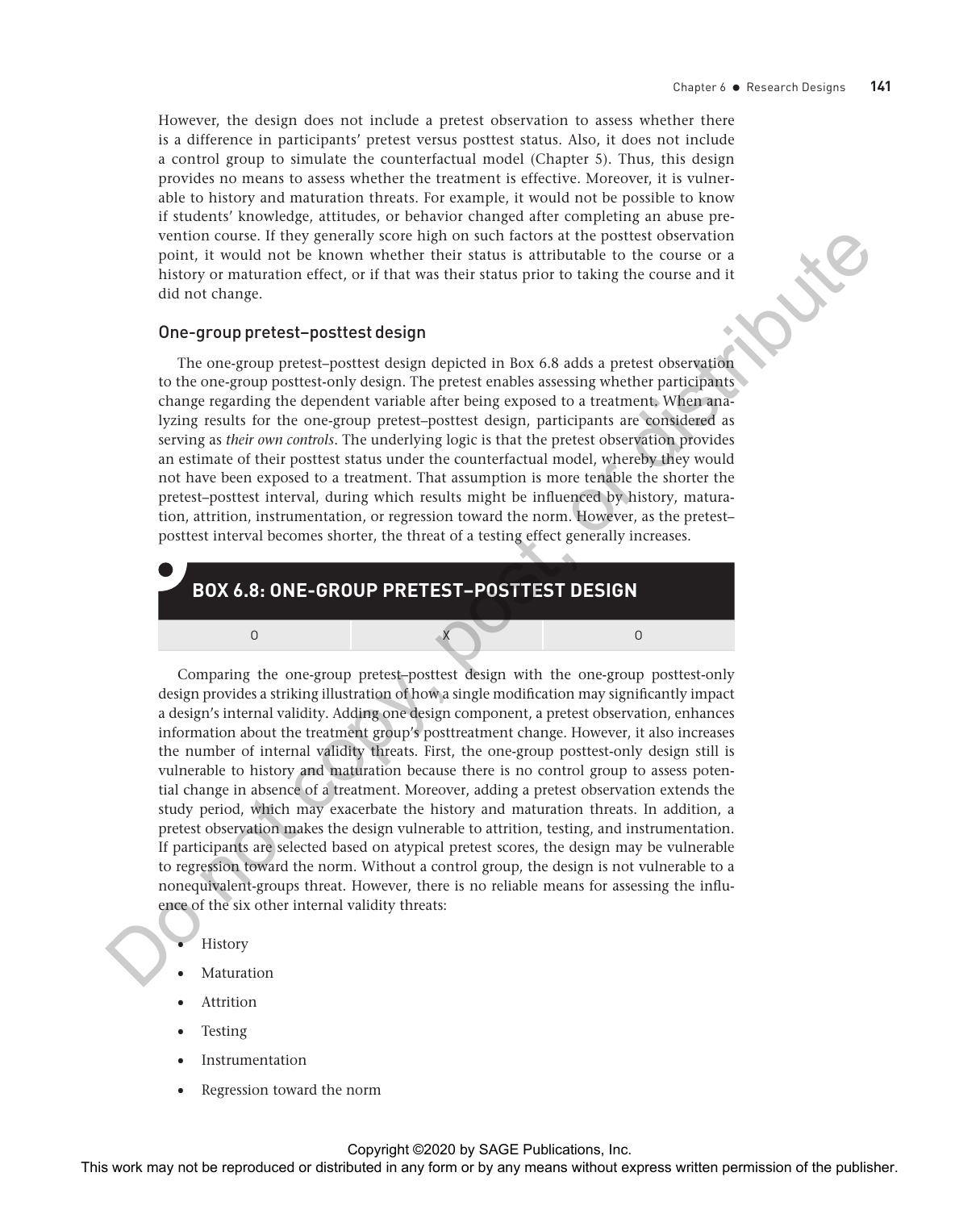However, the design does not include a pretest observation to assess whether there is a difference in participants' pretest versus posttest status. Also, it does not include a control group to simulate the counterfactual model (Chapter 5). Thus, this design provides no means to assess whether the treatment is effective. Moreover, it is vulnerable to history and maturation threats. For example, it would not be possible to know if students' knowledge, attitudes, or behavior changed after completing an abuse prevention course. If they generally score high on such factors at the posttest observation point, it would not be known whether their status is attributable to the course or a history or maturation effect, or if that was their status prior to taking the course and it did not change.

### One-group pretest–posttest design

The one-group pretest–posttest design depicted in Box 6.8 adds a pretest observation to the one-group posttest-only design. The pretest enables assessing whether participants change regarding the dependent variable after being exposed to a treatment. When analyzing results for the one-group pretest–posttest design, participants are considered as serving as *their own controls*. The underlying logic is that the pretest observation provides an estimate of their posttest status under the counterfactual model, whereby they would not have been exposed to a treatment. That assumption is more tenable the shorter the pretest–posttest interval, during which results might be influenced by history, maturation, attrition, instrumentation, or regression toward the norm. However, as the pretest–posttest interval becomes shorter, the threat of a testing effect generally increases.

**BOX 6.8: ONE-GROUP PRETEST–POSTTEST DESIGN**

| O | X | O |
|---|---|---|

Comparing the one-group pretest–posttest design with the one-group posttest-only design provides a striking illustration of how a single modification may significantly impact a design's internal validity. Adding one design component, a pretest observation, enhances information about the treatment group's posttreatment change. However, it also increases the number of internal validity threats. First, the one-group posttest-only design still is vulnerable to history and maturation because there is no control group to assess potential change in absence of a treatment. Moreover, adding a pretest observation extends the study period, which may exacerbate the history and maturation threats. In addition, a pretest observation makes the design vulnerable to attrition, testing, and instrumentation. If participants are selected based on atypical pretest scores, the design may be vulnerable to regression toward the norm. Without a control group, the design is not vulnerable to a nonequivalent-groups threat. However, there is no reliable means for assessing the influence of the six other internal validity threats:

- History
- Maturation
- Attrition
- Testing
- Instrumentation
- Regression toward the norm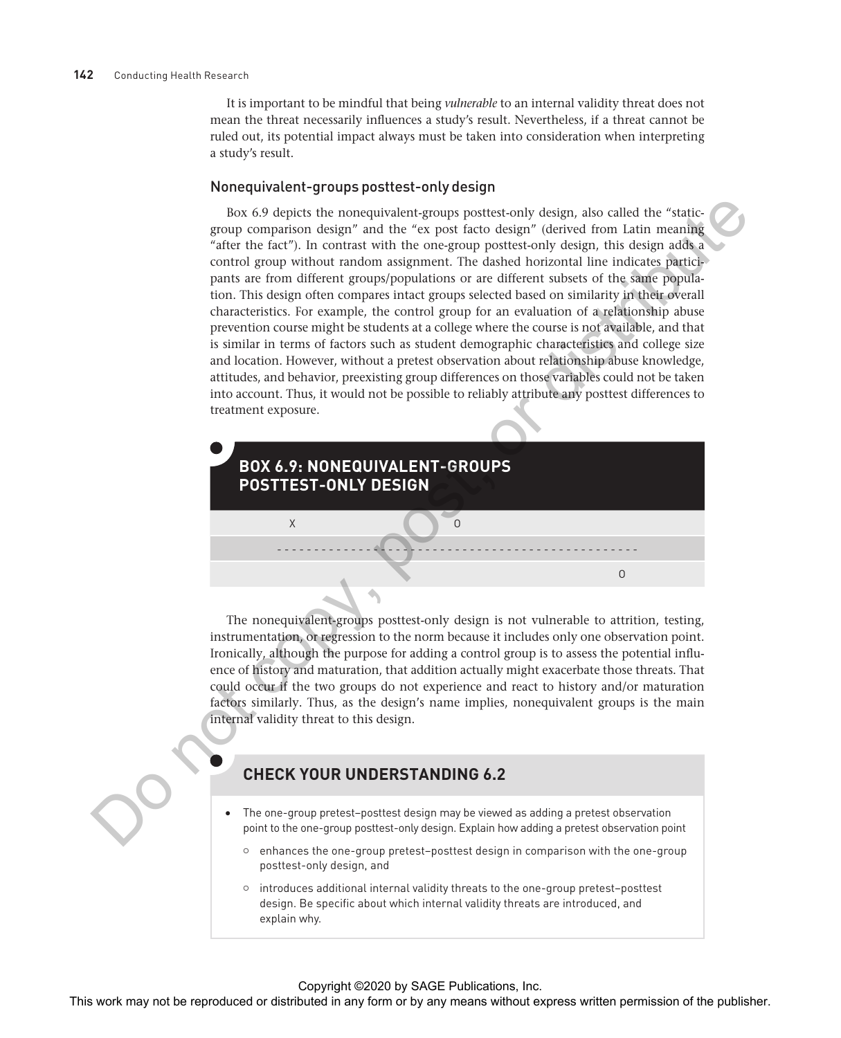It is important to be mindful that being *vulnerable* to an internal validity threat does not mean the threat necessarily influences a study's result. Nevertheless, if a threat cannot be ruled out, its potential impact always must be taken into consideration when interpreting a study's result.

### Nonequivalent-groups posttest-only design

Box 6.9 depicts the nonequivalent-groups posttest-only design, also called the "static-group comparison design" and the "ex post facto design" (derived from Latin meaning "after the fact"). In contrast with the one-group posttest-only design, this design adds a control group without random assignment. The dashed horizontal line indicates participants are from different groups/populations or are different subsets of the same population. This design often compares intact groups selected based on similarity in their overall characteristics. For example, the control group for an evaluation of a relationship abuse prevention course might be students at a college where the course is not available, and that is similar in terms of factors such as student demographic characteristics and college size and location. However, without a pretest observation about relationship abuse knowledge, attitudes, and behavior, preexisting group differences on those variables could not be taken into account. Thus, it would not be possible to reliably attribute any posttest differences to treatment exposure.

#### BOX 6.9: NONEQUIVALENT-GROUPS POSTTEST-ONLY DESIGN

```
        X                    O
  - - - - - - - - - - - - - - - - - - - - - - - - - - -
                                                  O
```

The nonequivalent-groups posttest-only design is not vulnerable to attrition, testing, instrumentation, or regression to the norm because it includes only one observation point. Ironically, although the purpose for adding a control group is to assess the potential influence of history and maturation, that addition actually might exacerbate those threats. That could occur if the two groups do not experience and react to history and/or maturation factors similarly. Thus, as the design's name implies, nonequivalent groups is the main internal validity threat to this design.

#### CHECK YOUR UNDERSTANDING 6.2

- The one-group pretest–posttest design may be viewed as adding a pretest observation point to the one-group posttest-only design. Explain how adding a pretest observation point
    - enhances the one-group pretest–posttest design in comparison with the one-group posttest-only design, and
    - introduces additional internal validity threats to the one-group pretest–posttest design. Be specific about which internal validity threats are introduced, and explain why.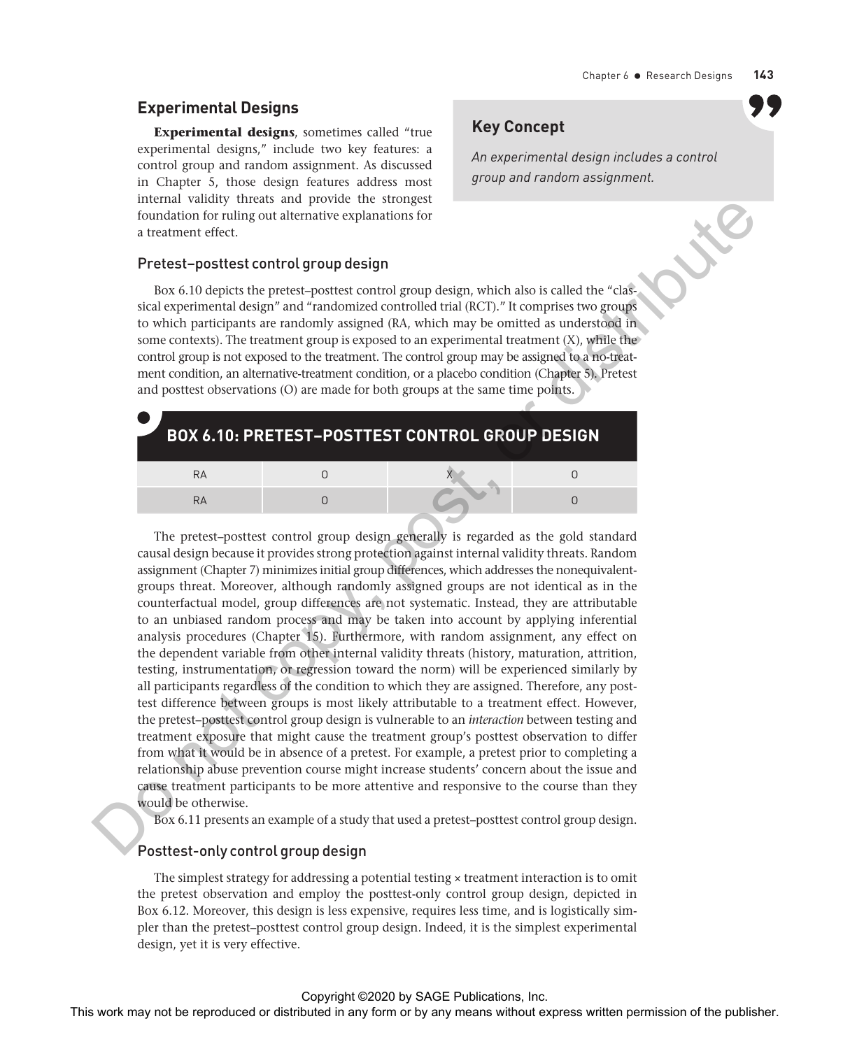## Experimental Designs

**Experimental designs**, sometimes called "true experimental designs," include two key features: a control group and random assignment. As discussed in Chapter 5, those design features address most internal validity threats and provide the strongest foundation for ruling out alternative explanations for a treatment effect.

> **Key Concept**
>
> *An experimental design includes a control group and random assignment.*

### Pretest–posttest control group design

Box 6.10 depicts the pretest–posttest control group design, which also is called the "classical experimental design" and "randomized controlled trial (RCT)." It comprises two groups to which participants are randomly assigned (RA, which may be omitted as understood in some contexts). The treatment group is exposed to an experimental treatment (X), while the control group is not exposed to the treatment. The control group may be assigned to a no-treatment condition, an alternative-treatment condition, or a placebo condition (Chapter 5). Pretest and posttest observations (O) are made for both groups at the same time points.

**BOX 6.10: PRETEST–POSTTEST CONTROL GROUP DESIGN**

| | | | |
|---|---|---|---|
| RA | O | X | O |
| RA | O | | O |

The pretest–posttest control group design generally is regarded as the gold standard causal design because it provides strong protection against internal validity threats. Random assignment (Chapter 7) minimizes initial group differences, which addresses the nonequivalent-groups threat. Moreover, although randomly assigned groups are not identical as in the counterfactual model, group differences are not systematic. Instead, they are attributable to an unbiased random process and may be taken into account by applying inferential analysis procedures (Chapter 15). Furthermore, with random assignment, any effect on the dependent variable from other internal validity threats (history, maturation, attrition, testing, instrumentation, or regression toward the norm) will be experienced similarly by all participants regardless of the condition to which they are assigned. Therefore, any posttest difference between groups is most likely attributable to a treatment effect. However, the pretest–posttest control group design is vulnerable to an *interaction* between testing and treatment exposure that might cause the treatment group's posttest observation to differ from what it would be in absence of a pretest. For example, a pretest prior to completing a relationship abuse prevention course might increase students' concern about the issue and cause treatment participants to be more attentive and responsive to the course than they would be otherwise.

Box 6.11 presents an example of a study that used a pretest–posttest control group design.

### Posttest-only control group design

The simplest strategy for addressing a potential testing × treatment interaction is to omit the pretest observation and employ the posttest-only control group design, depicted in Box 6.12. Moreover, this design is less expensive, requires less time, and is logistically simpler than the pretest–posttest control group design. Indeed, it is the simplest experimental design, yet it is very effective.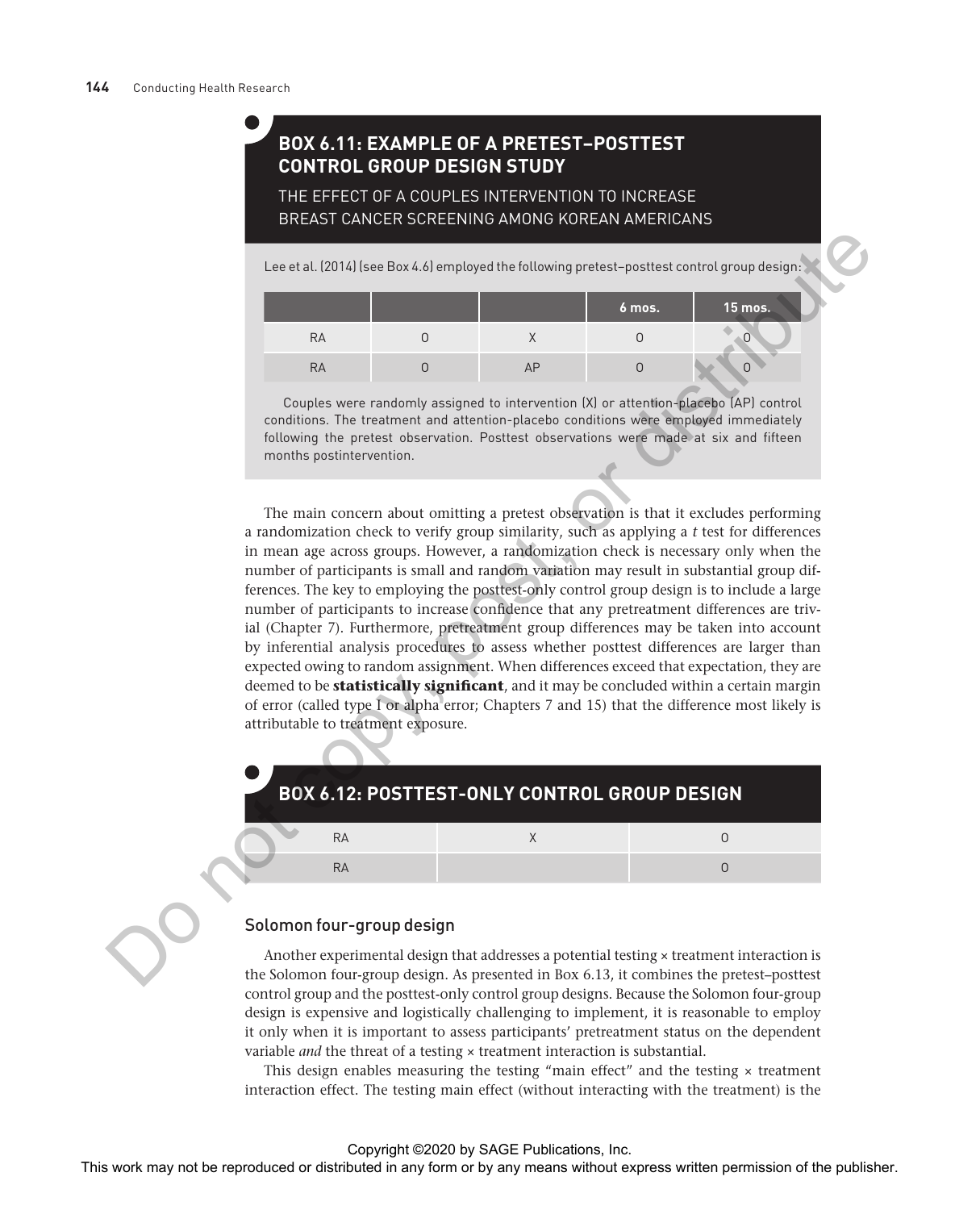## BOX 6.11: EXAMPLE OF A PRETEST–POSTTEST CONTROL GROUP DESIGN STUDY

THE EFFECT OF A COUPLES INTERVENTION TO INCREASE BREAST CANCER SCREENING AMONG KOREAN AMERICANS

Lee et al. (2014) (see Box 4.6) employed the following pretest–posttest control group design:

| | | | 6 mos. | 15 mos. |
|---|---|---|---|---|
| RA | O | X | O | O |
| RA | O | AP | O | O |

Couples were randomly assigned to intervention (X) or attention-placebo (AP) control conditions. The treatment and attention-placebo conditions were employed immediately following the pretest observation. Posttest observations were made at six and fifteen months postintervention.

The main concern about omitting a pretest observation is that it excludes performing a randomization check to verify group similarity, such as applying a *t* test for differences in mean age across groups. However, a randomization check is necessary only when the number of participants is small and random variation may result in substantial group differences. The key to employing the posttest-only control group design is to include a large number of participants to increase confidence that any pretreatment differences are trivial (Chapter 7). Furthermore, pretreatment group differences may be taken into account by inferential analysis procedures to assess whether posttest differences are larger than expected owing to random assignment. When differences exceed that expectation, they are deemed to be **statistically significant**, and it may be concluded within a certain margin of error (called type I or alpha error; Chapters 7 and 15) that the difference most likely is attributable to treatment exposure.

## BOX 6.12: POSTTEST-ONLY CONTROL GROUP DESIGN

| | | |
|---|---|---|
| RA | X | O |
| RA | | O |

### Solomon four-group design

Another experimental design that addresses a potential testing × treatment interaction is the Solomon four-group design. As presented in Box 6.13, it combines the pretest–posttest control group and the posttest-only control group designs. Because the Solomon four-group design is expensive and logistically challenging to implement, it is reasonable to employ it only when it is important to assess participants' pretreatment status on the dependent variable *and* the threat of a testing × treatment interaction is substantial.

This design enables measuring the testing "main effect" and the testing × treatment interaction effect. The testing main effect (without interacting with the treatment) is the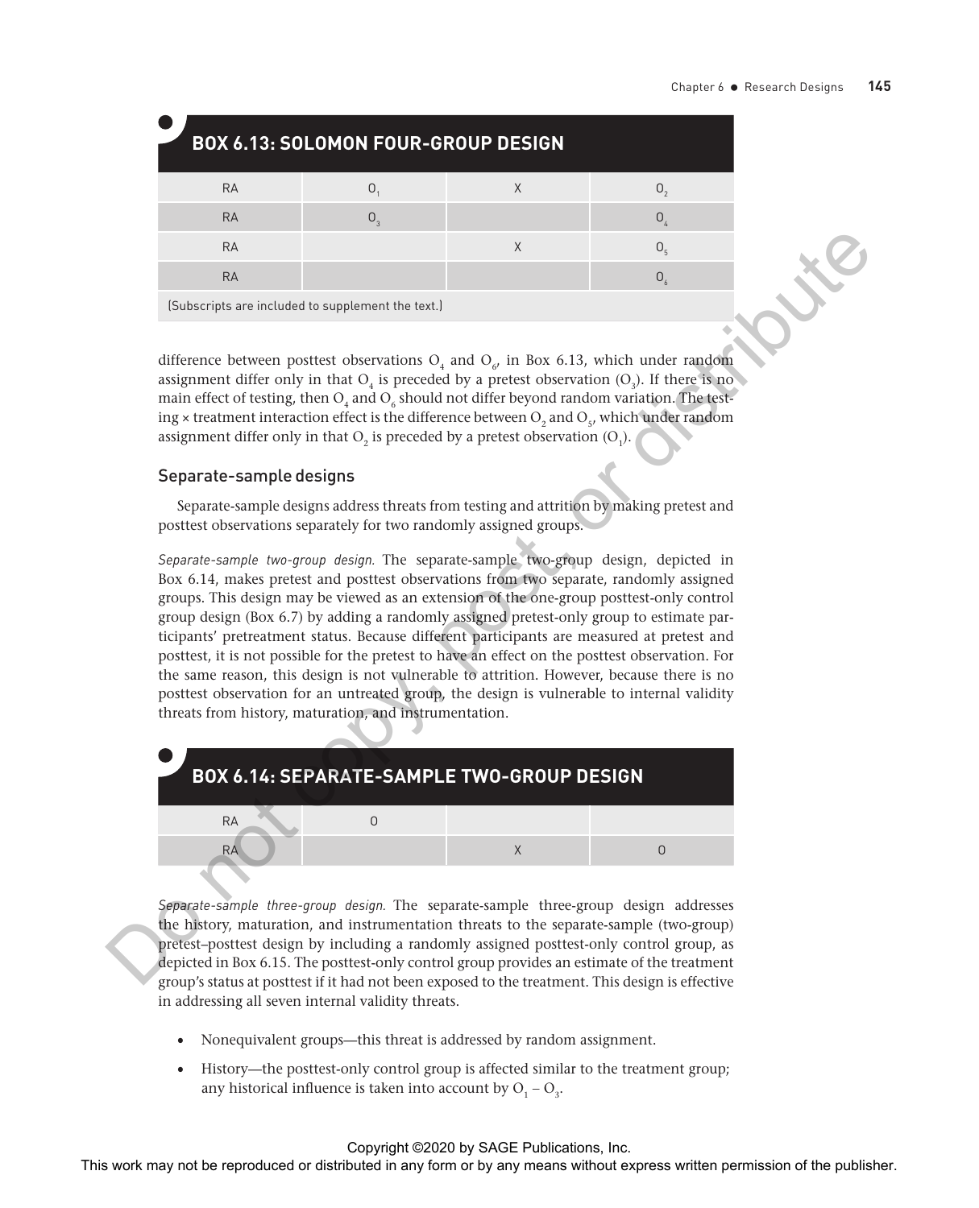## BOX 6.13: SOLOMON FOUR-GROUP DESIGN

| RA | $O_1$ | X | $O_2$ |
|---|---|---|---|
| RA | $O_3$ | | $O_4$ |
| RA | | X | $O_5$ |
| RA | | | $O_6$ |

(Subscripts are included to supplement the text.)

difference between posttest observations $O_4$ and $O_6$, in Box 6.13, which under random assignment differ only in that $O_4$ is preceded by a pretest observation ($O_3$). If there is no main effect of testing, then $O_4$ and $O_6$ should not differ beyond random variation. The testing × treatment interaction effect is the difference between $O_2$ and $O_5$, which under random assignment differ only in that $O_2$ is preceded by a pretest observation ($O_1$).

### Separate-sample designs

Separate-sample designs address threats from testing and attrition by making pretest and posttest observations separately for two randomly assigned groups.

*Separate-sample two-group design.* The separate-sample two-group design, depicted in Box 6.14, makes pretest and posttest observations from two separate, randomly assigned groups. This design may be viewed as an extension of the one-group posttest-only control group design (Box 6.7) by adding a randomly assigned pretest-only group to estimate participants' pretreatment status. Because different participants are measured at pretest and posttest, it is not possible for the pretest to have an effect on the posttest observation. For the same reason, this design is not vulnerable to attrition. However, because there is no posttest observation for an untreated group, the design is vulnerable to internal validity threats from history, maturation, and instrumentation.

## BOX 6.14: SEPARATE-SAMPLE TWO-GROUP DESIGN

| RA | O | | |
|---|---|---|---|
| RA | | X | O |

*Separate-sample three-group design.* The separate-sample three-group design addresses the history, maturation, and instrumentation threats to the separate-sample (two-group) pretest–posttest design by including a randomly assigned posttest-only control group, as depicted in Box 6.15. The posttest-only control group provides an estimate of the treatment group's status at posttest if it had not been exposed to the treatment. This design is effective in addressing all seven internal validity threats.

- Nonequivalent groups—this threat is addressed by random assignment.
- History—the posttest-only control group is affected similar to the treatment group; any historical influence is taken into account by $O_1 - O_3$.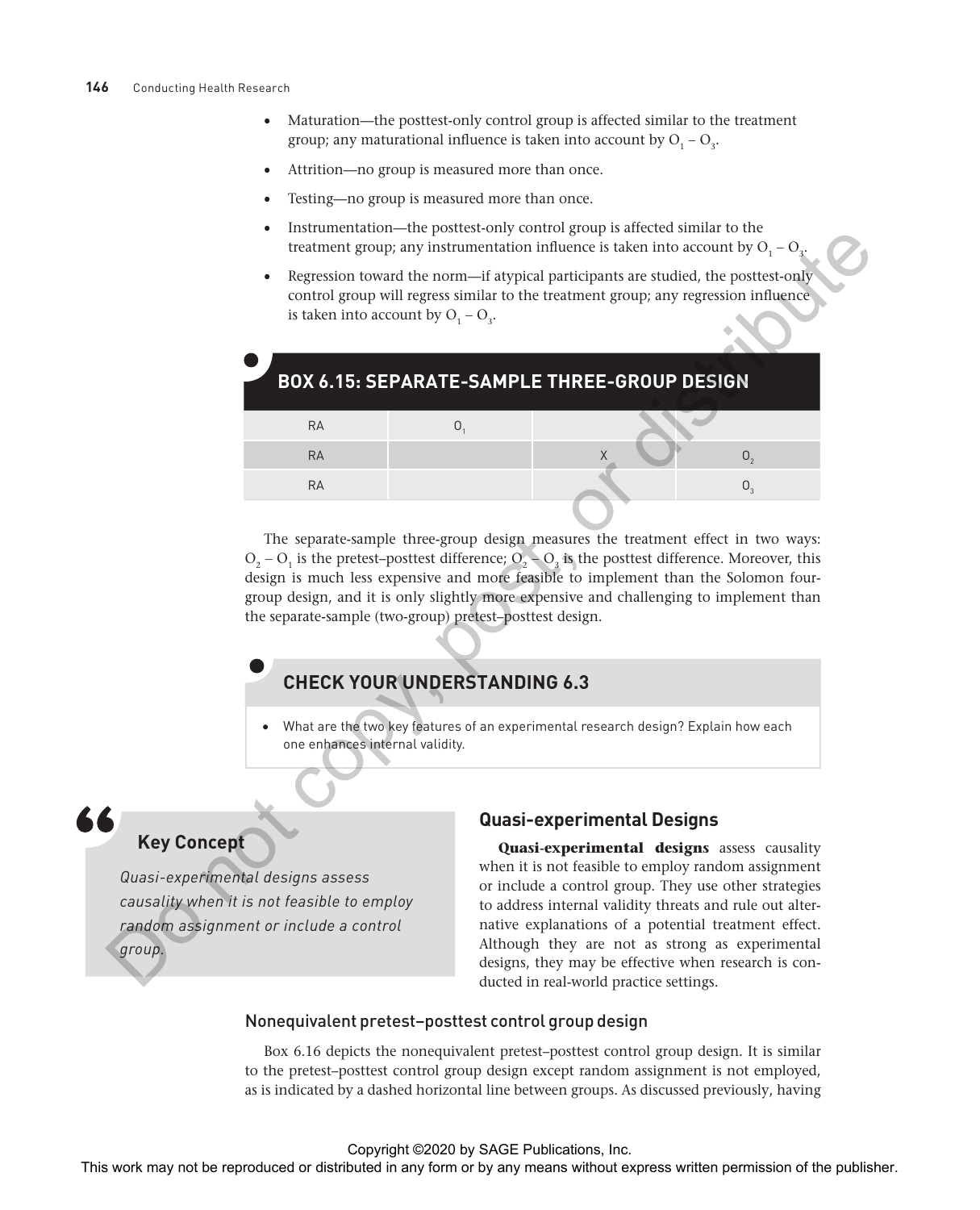- Maturation—the posttest-only control group is affected similar to the treatment group; any maturational influence is taken into account by $O_1 - O_3$.
- Attrition—no group is measured more than once.
- Testing—no group is measured more than once.
- Instrumentation—the posttest-only control group is affected similar to the treatment group; any instrumentation influence is taken into account by $O_1 - O_3$.
- Regression toward the norm—if atypical participants are studied, the posttest-only control group will regress similar to the treatment group; any regression influence is taken into account by $O_1 - O_3$.

## BOX 6.15: SEPARATE-SAMPLE THREE-GROUP DESIGN

| | | | |
|---|---|---|---|
| RA | $O_1$ | | |
| RA | | X | $O_2$ |
| RA | | | $O_3$ |

The separate-sample three-group design measures the treatment effect in two ways: $O_2 - O_1$ is the pretest–posttest difference; $O_2 - O_3$ is the posttest difference. Moreover, this design is much less expensive and more feasible to implement than the Solomon four-group design, and it is only slightly more expensive and challenging to implement than the separate-sample (two-group) pretest–posttest design.

## CHECK YOUR UNDERSTANDING 6.3

- What are the two key features of an experimental research design? Explain how each one enhances internal validity.

> **Key Concept**
>
> *Quasi-experimental designs assess causality when it is not feasible to employ random assignment or include a control group.*

## Quasi-experimental Designs

**Quasi-experimental designs** assess causality when it is not feasible to employ random assignment or include a control group. They use other strategies to address internal validity threats and rule out alternative explanations of a potential treatment effect. Although they are not as strong as experimental designs, they may be effective when research is conducted in real-world practice settings.

### Nonequivalent pretest–posttest control group design

Box 6.16 depicts the nonequivalent pretest–posttest control group design. It is similar to the pretest–posttest control group design except random assignment is not employed, as is indicated by a dashed horizontal line between groups. As discussed previously, having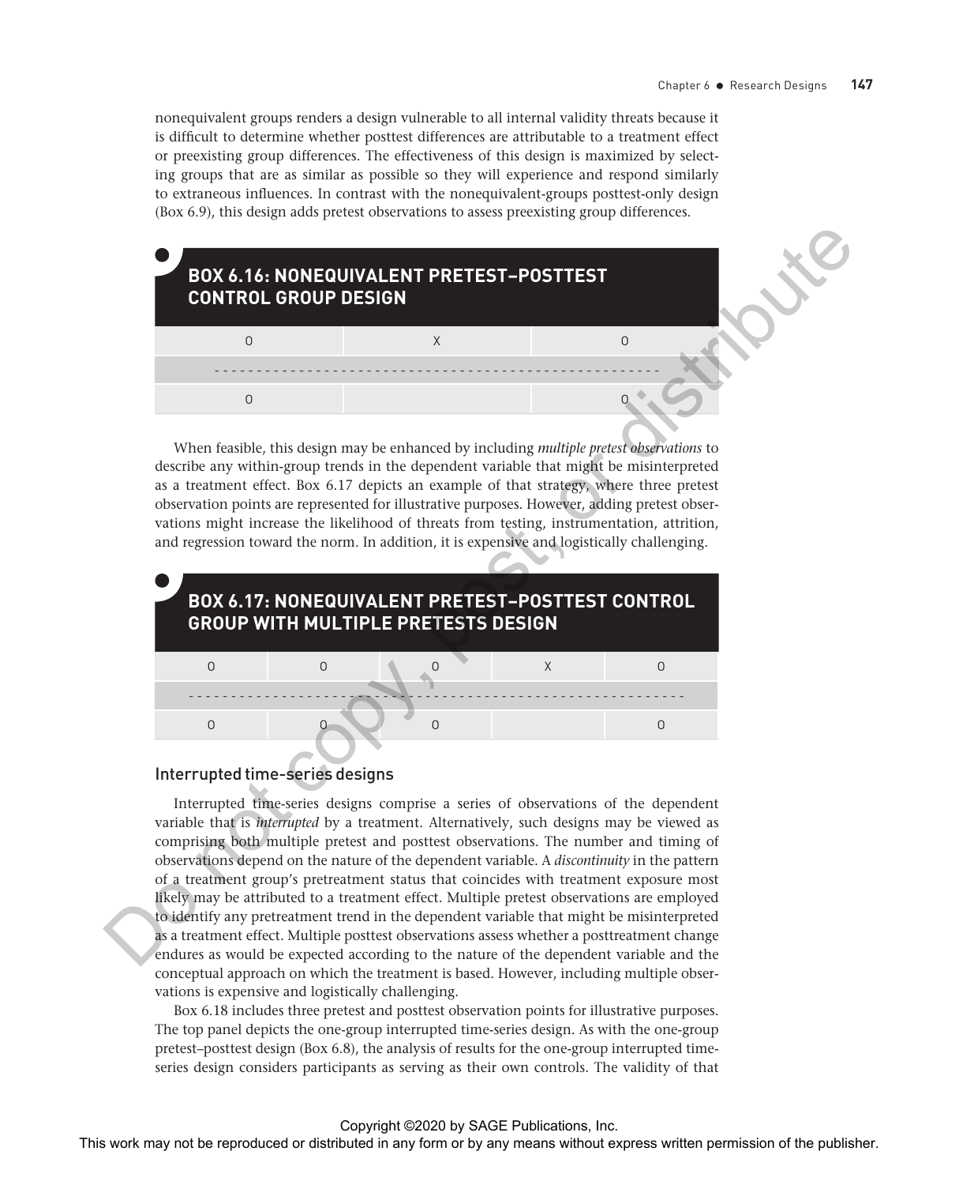nonequivalent groups renders a design vulnerable to all internal validity threats because it is difficult to determine whether posttest differences are attributable to a treatment effect or preexisting group differences. The effectiveness of this design is maximized by selecting groups that are as similar as possible so they will experience and respond similarly to extraneous influences. In contrast with the nonequivalent-groups posttest-only design (Box 6.9), this design adds pretest observations to assess preexisting group differences.

## BOX 6.16: NONEQUIVALENT PRETEST–POSTTEST CONTROL GROUP DESIGN

| | | |
|---|---|---|
| O | X | O |
| - - - - - - - - - - - - | - - - - - - - - - - - - | - - - - - - - - - - - - |
| O | | O |

When feasible, this design may be enhanced by including *multiple pretest observations* to describe any within-group trends in the dependent variable that might be misinterpreted as a treatment effect. Box 6.17 depicts an example of that strategy, where three pretest observation points are represented for illustrative purposes. However, adding pretest observations might increase the likelihood of threats from testing, instrumentation, attrition, and regression toward the norm. In addition, it is expensive and logistically challenging.

## BOX 6.17: NONEQUIVALENT PRETEST–POSTTEST CONTROL GROUP WITH MULTIPLE PRETESTS DESIGN

| | | | | |
|---|---|---|---|---|
| O | O | O | X | O |
| - - - - - - - - | - - - - - - - - | - - - - - - - - | - - - - - - - - | - - - - - - - - |
| O | O | O | | O |

### Interrupted time-series designs

Interrupted time-series designs comprise a series of observations of the dependent variable that is *interrupted* by a treatment. Alternatively, such designs may be viewed as comprising both multiple pretest and posttest observations. The number and timing of observations depend on the nature of the dependent variable. A *discontinuity* in the pattern of a treatment group's pretreatment status that coincides with treatment exposure most likely may be attributed to a treatment effect. Multiple pretest observations are employed to identify any pretreatment trend in the dependent variable that might be misinterpreted as a treatment effect. Multiple posttest observations assess whether a posttreatment change endures as would be expected according to the nature of the dependent variable and the conceptual approach on which the treatment is based. However, including multiple observations is expensive and logistically challenging.

Box 6.18 includes three pretest and posttest observation points for illustrative purposes. The top panel depicts the one-group interrupted time-series design. As with the one-group pretest–posttest design (Box 6.8), the analysis of results for the one-group interrupted time-series design considers participants as serving as their own controls. The validity of that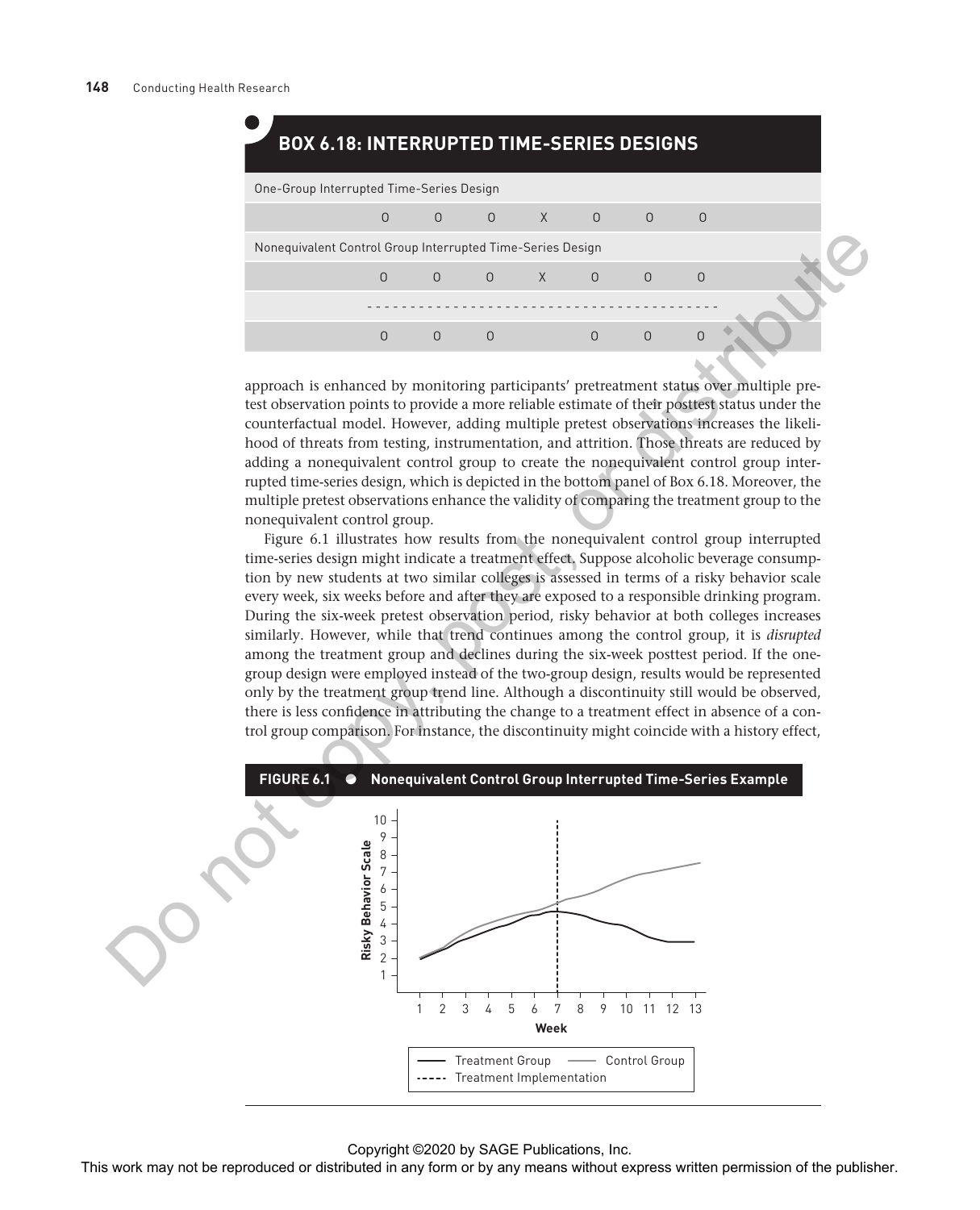## BOX 6.18: INTERRUPTED TIME-SERIES DESIGNS

One-Group Interrupted Time-Series Design

| O | O | O | X | O | O | O |
|---|---|---|---|---|---|---|

Nonequivalent Control Group Interrupted Time-Series Design

| O | O | O | X | O | O | O |
|---|---|---|---|---|---|---|
| - - - | - - - | - - - | - - - | - - - | - - - | - - - |
| O | O | O | | O | O | O |

approach is enhanced by monitoring participants' pretreatment status over multiple pretest observation points to provide a more reliable estimate of their posttest status under the counterfactual model. However, adding multiple pretest observations increases the likelihood of threats from testing, instrumentation, and attrition. Those threats are reduced by adding a nonequivalent control group to create the nonequivalent control group interrupted time-series design, which is depicted in the bottom panel of Box 6.18. Moreover, the multiple pretest observations enhance the validity of comparing the treatment group to the nonequivalent control group.

Figure 6.1 illustrates how results from the nonequivalent control group interrupted time-series design might indicate a treatment effect. Suppose alcoholic beverage consumption by new students at two similar colleges is assessed in terms of a risky behavior scale every week, six weeks before and after they are exposed to a responsible drinking program. During the six-week pretest observation period, risky behavior at both colleges increases similarly. However, while that trend continues among the control group, it is *disrupted* among the treatment group and declines during the six-week posttest period. If the one-group design were employed instead of the two-group design, results would be represented only by the treatment group trend line. Although a discontinuity still would be observed, there is less confidence in attributing the change to a treatment effect in absence of a control group comparison. For instance, the discontinuity might coincide with a history effect,

**FIGURE 6.1 ● Nonequivalent Control Group Interrupted Time-Series Example**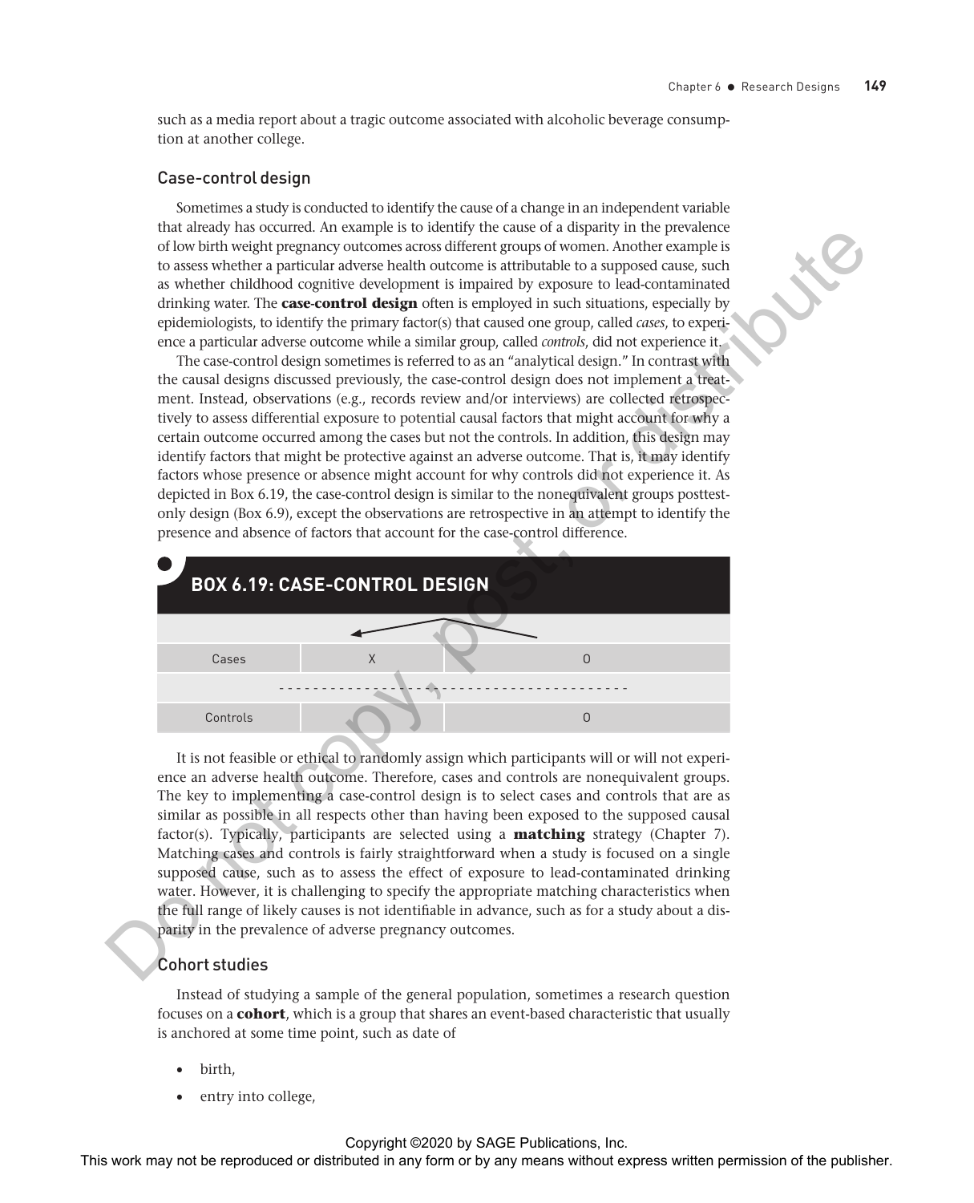such as a media report about a tragic outcome associated with alcoholic beverage consumption at another college.

### Case-control design

Sometimes a study is conducted to identify the cause of a change in an independent variable that already has occurred. An example is to identify the cause of a disparity in the prevalence of low birth weight pregnancy outcomes across different groups of women. Another example is to assess whether a particular adverse health outcome is attributable to a supposed cause, such as whether childhood cognitive development is impaired by exposure to lead-contaminated drinking water. The **case-control design** often is employed in such situations, especially by epidemiologists, to identify the primary factor(s) that caused one group, called *cases*, to experience a particular adverse outcome while a similar group, called *controls*, did not experience it.

The case-control design sometimes is referred to as an "analytical design." In contrast with the causal designs discussed previously, the case-control design does not implement a treatment. Instead, observations (e.g., records review and/or interviews) are collected retrospectively to assess differential exposure to potential causal factors that might account for why a certain outcome occurred among the cases but not the controls. In addition, this design may identify factors that might be protective against an adverse outcome. That is, it may identify factors whose presence or absence might account for why controls did not experience it. As depicted in Box 6.19, the case-control design is similar to the nonequivalent groups posttest-only design (Box 6.9), except the observations are retrospective in an attempt to identify the presence and absence of factors that account for the case-control difference.

**BOX 6.19: CASE-CONTROL DESIGN**

| | | |
|---|---|---|
| Cases | X | O |
| - - - - - - - - - - - - | - - - - - - - - - - - - | - - - - - - - - - - - - |
| Controls | | O |

It is not feasible or ethical to randomly assign which participants will or will not experience an adverse health outcome. Therefore, cases and controls are nonequivalent groups. The key to implementing a case-control design is to select cases and controls that are as similar as possible in all respects other than having been exposed to the supposed causal factor(s). Typically, participants are selected using a **matching** strategy (Chapter 7). Matching cases and controls is fairly straightforward when a study is focused on a single supposed cause, such as to assess the effect of exposure to lead-contaminated drinking water. However, it is challenging to specify the appropriate matching characteristics when the full range of likely causes is not identifiable in advance, such as for a study about a disparity in the prevalence of adverse pregnancy outcomes.

### Cohort studies

Instead of studying a sample of the general population, sometimes a research question focuses on a **cohort**, which is a group that shares an event-based characteristic that usually is anchored at some time point, such as date of

- birth,
- entry into college,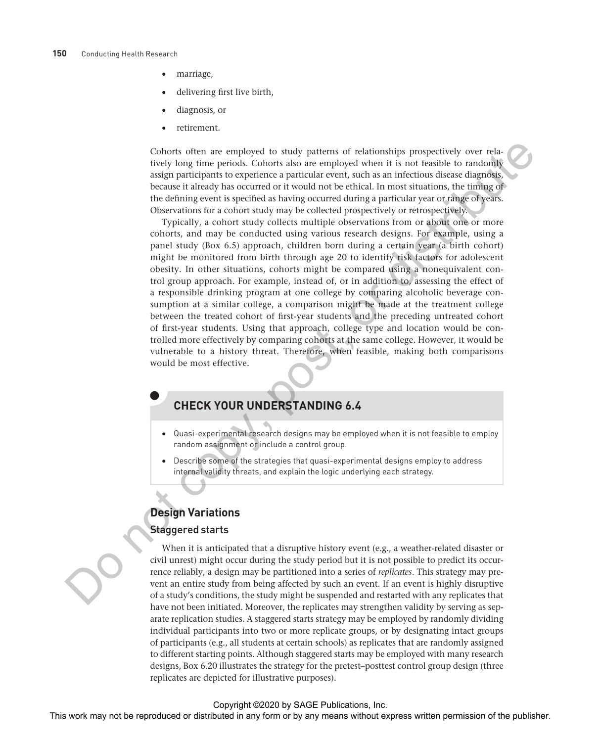- marriage,
- delivering first live birth,
- diagnosis, or
- retirement.

Cohorts often are employed to study patterns of relationships prospectively over relatively long time periods. Cohorts also are employed when it is not feasible to randomly assign participants to experience a particular event, such as an infectious disease diagnosis, because it already has occurred or it would not be ethical. In most situations, the timing of the defining event is specified as having occurred during a particular year or range of years. Observations for a cohort study may be collected prospectively or retrospectively.

Typically, a cohort study collects multiple observations from or about one or more cohorts, and may be conducted using various research designs. For example, using a panel study (Box 6.5) approach, children born during a certain year (a birth cohort) might be monitored from birth through age 20 to identify risk factors for adolescent obesity. In other situations, cohorts might be compared using a nonequivalent control group approach. For example, instead of, or in addition to, assessing the effect of a responsible drinking program at one college by comparing alcoholic beverage consumption at a similar college, a comparison might be made at the treatment college between the treated cohort of first-year students and the preceding untreated cohort of first-year students. Using that approach, college type and location would be controlled more effectively by comparing cohorts at the same college. However, it would be vulnerable to a history threat. Therefore, when feasible, making both comparisons would be most effective.

## CHECK YOUR UNDERSTANDING 6.4

- Quasi-experimental research designs may be employed when it is not feasible to employ random assignment or include a control group.
- Describe some of the strategies that quasi-experimental designs employ to address internal validity threats, and explain the logic underlying each strategy.

## Design Variations

### Staggered starts

When it is anticipated that a disruptive history event (e.g., a weather-related disaster or civil unrest) might occur during the study period but it is not possible to predict its occurrence reliably, a design may be partitioned into a series of *replicates*. This strategy may prevent an entire study from being affected by such an event. If an event is highly disruptive of a study's conditions, the study might be suspended and restarted with any replicates that have not been initiated. Moreover, the replicates may strengthen validity by serving as separate replication studies. A staggered starts strategy may be employed by randomly dividing individual participants into two or more replicate groups, or by designating intact groups of participants (e.g., all students at certain schools) as replicates that are randomly assigned to different starting points. Although staggered starts may be employed with many research designs, Box 6.20 illustrates the strategy for the pretest–posttest control group design (three replicates are depicted for illustrative purposes).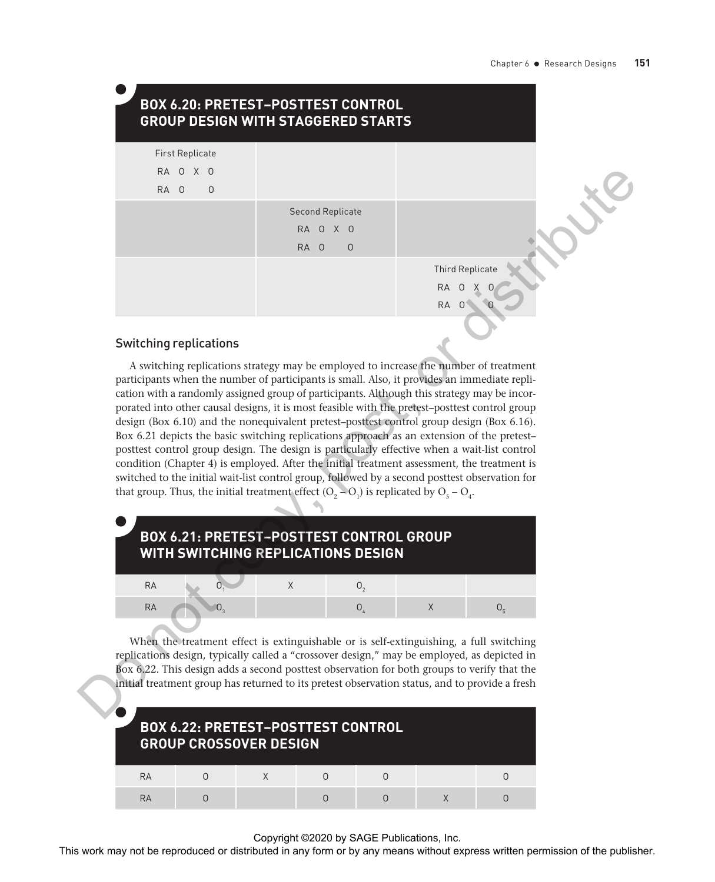## BOX 6.20: PRETEST–POSTTEST CONTROL GROUP DESIGN WITH STAGGERED STARTS

| First Replicate | | |
|---|---|---|
| RA O X O<br>RA O O | | |
| | Second Replicate<br>RA O X O<br>RA O O | |
| | | Third Replicate<br>RA O X O<br>RA O O |

### Switching replications

A switching replications strategy may be employed to increase the number of treatment participants when the number of participants is small. Also, it provides an immediate replication with a randomly assigned group of participants. Although this strategy may be incorporated into other causal designs, it is most feasible with the pretest–posttest control group design (Box 6.10) and the nonequivalent pretest–posttest control group design (Box 6.16). Box 6.21 depicts the basic switching replications approach as an extension of the pretest–posttest control group design. The design is particularly effective when a wait-list control condition (Chapter 4) is employed. After the initial treatment assessment, the treatment is switched to the initial wait-list control group, followed by a second posttest observation for that group. Thus, the initial treatment effect ($O_2 - O_1$) is replicated by $O_5 - O_4$.

## BOX 6.21: PRETEST–POSTTEST CONTROL GROUP WITH SWITCHING REPLICATIONS DESIGN

| | | | | | |
|---|---|---|---|---|---|
| RA | $O_1$ | X | $O_2$ | | |
| RA | $O_3$ | | $O_4$ | X | $O_5$ |

When the treatment effect is extinguishable or is self-extinguishing, a full switching replications design, typically called a "crossover design," may be employed, as depicted in Box 6.22. This design adds a second posttest observation for both groups to verify that the initial treatment group has returned to its pretest observation status, and to provide a fresh

## BOX 6.22: PRETEST–POSTTEST CONTROL GROUP CROSSOVER DESIGN

| | | | | | | |
|---|---|---|---|---|---|---|
| RA | O | X | O | O | | O |
| RA | O | | O | O | X | O |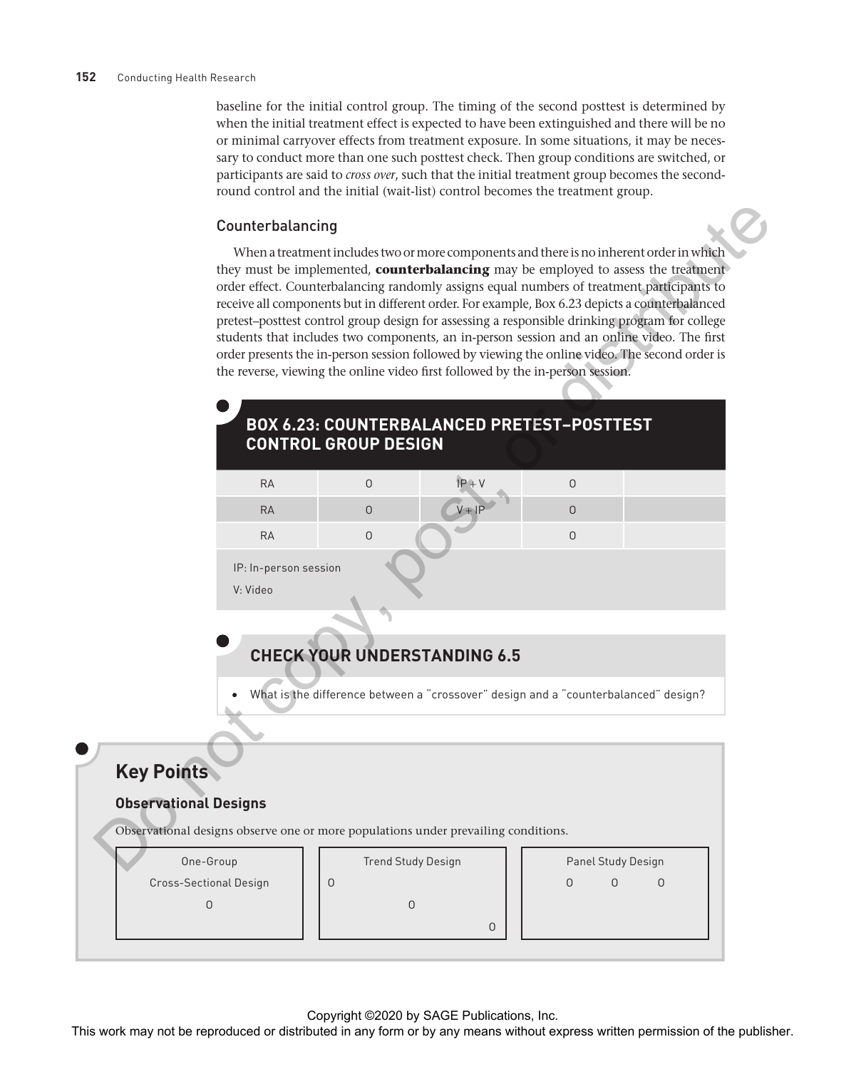baseline for the initial control group. The timing of the second posttest is determined by when the initial treatment effect is expected to have been extinguished and there will be no or minimal carryover effects from treatment exposure. In some situations, it may be necessary to conduct more than one such posttest check. Then group conditions are switched, or participants are said to *cross over*, such that the initial treatment group becomes the second-round control and the initial (wait-list) control becomes the treatment group.

### Counterbalancing

When a treatment includes two or more components and there is no inherent order in which they must be implemented, **counterbalancing** may be employed to assess the treatment order effect. Counterbalancing randomly assigns equal numbers of treatment participants to receive all components but in different order. For example, Box 6.23 depicts a counterbalanced pretest–posttest control group design for assessing a responsible drinking program for college students that includes two components, an in-person session and an online video. The first order presents the in-person session followed by viewing the online video. The second order is the reverse, viewing the online video first followed by the in-person session.

#### BOX 6.23: COUNTERBALANCED PRETEST–POSTTEST CONTROL GROUP DESIGN

| | | | | |
|---|---|---|---|---|
| RA | O | IP + V | O | |
| RA | O | V + IP | O | |
| RA | O | | O | |

IP: In-person session

V: Video

#### CHECK YOUR UNDERSTANDING 6.5

- What is the difference between a "crossover" design and a "counterbalanced" design?

## Key Points

### Observational Designs

Observational designs observe one or more populations under prevailing conditions.

| One-Group Cross-Sectional Design | Trend Study Design | Panel Study Design |
|---|---|---|
| O | O<br>O<br>O | O O O |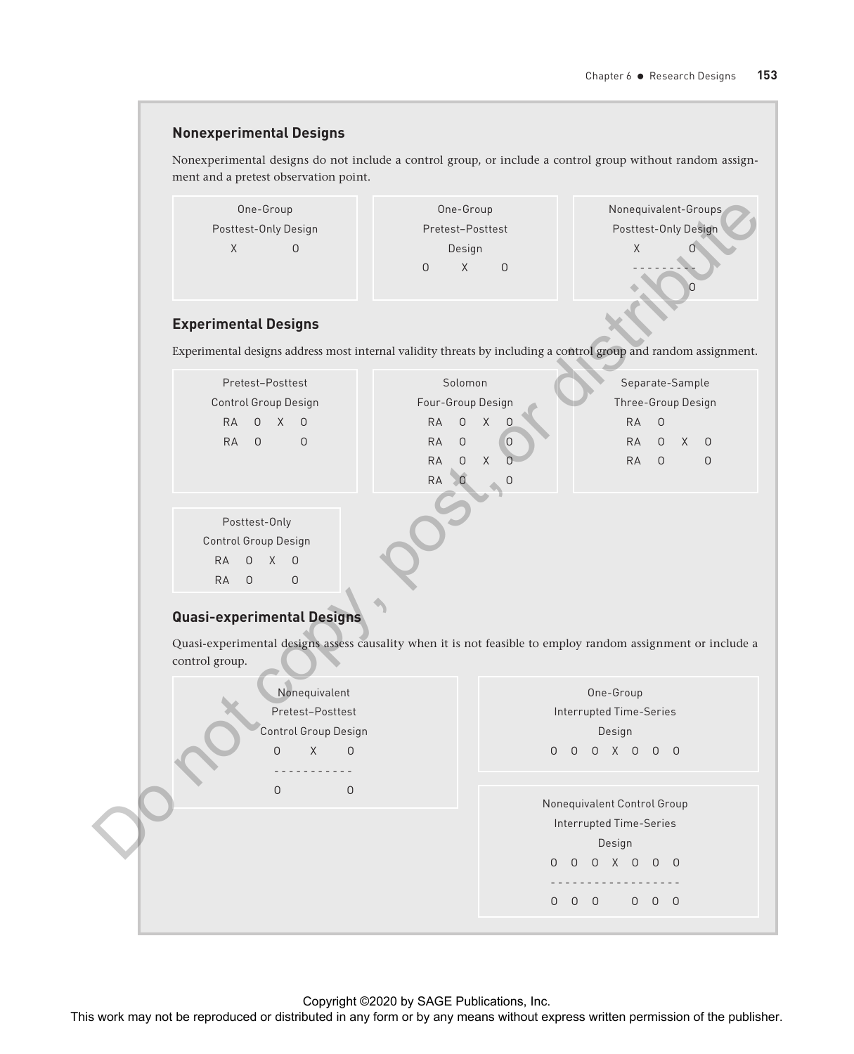### Nonexperimental Designs

Nonexperimental designs do not include a control group, or include a control group without random assignment and a pretest observation point.

One-Group Posttest-Only Design

```
X      O
```

One-Group Pretest–Posttest Design

```
O   X   O
```

Nonequivalent-Groups Posttest-Only Design

```
X      O
---------
       O
```

### Experimental Designs

Experimental designs address most internal validity threats by including a control group and random assignment.

Pretest–Posttest Control Group Design

```
RA   O   X   O
RA   O       O
```

Solomon Four-Group Design

```
RA   O   X   O
RA   O       O
RA   O   X   O
RA   O       O
```

Separate-Sample Three-Group Design

```
RA   O
RA   O   X   O
RA   O       O
```

Posttest-Only Control Group Design

```
RA   O   X   O
RA   O       O
```

### Quasi-experimental Designs

Quasi-experimental designs assess causality when it is not feasible to employ random assignment or include a control group.

Nonequivalent Pretest–Posttest Control Group Design

```
O    X    O
-----------
O         O
```

One-Group Interrupted Time-Series Design

```
O  O  O  X  O  O  O
```

Nonequivalent Control Group Interrupted Time-Series Design

```
O  O  O  X  O  O  O
-------------------
O  O  O     O  O  O
```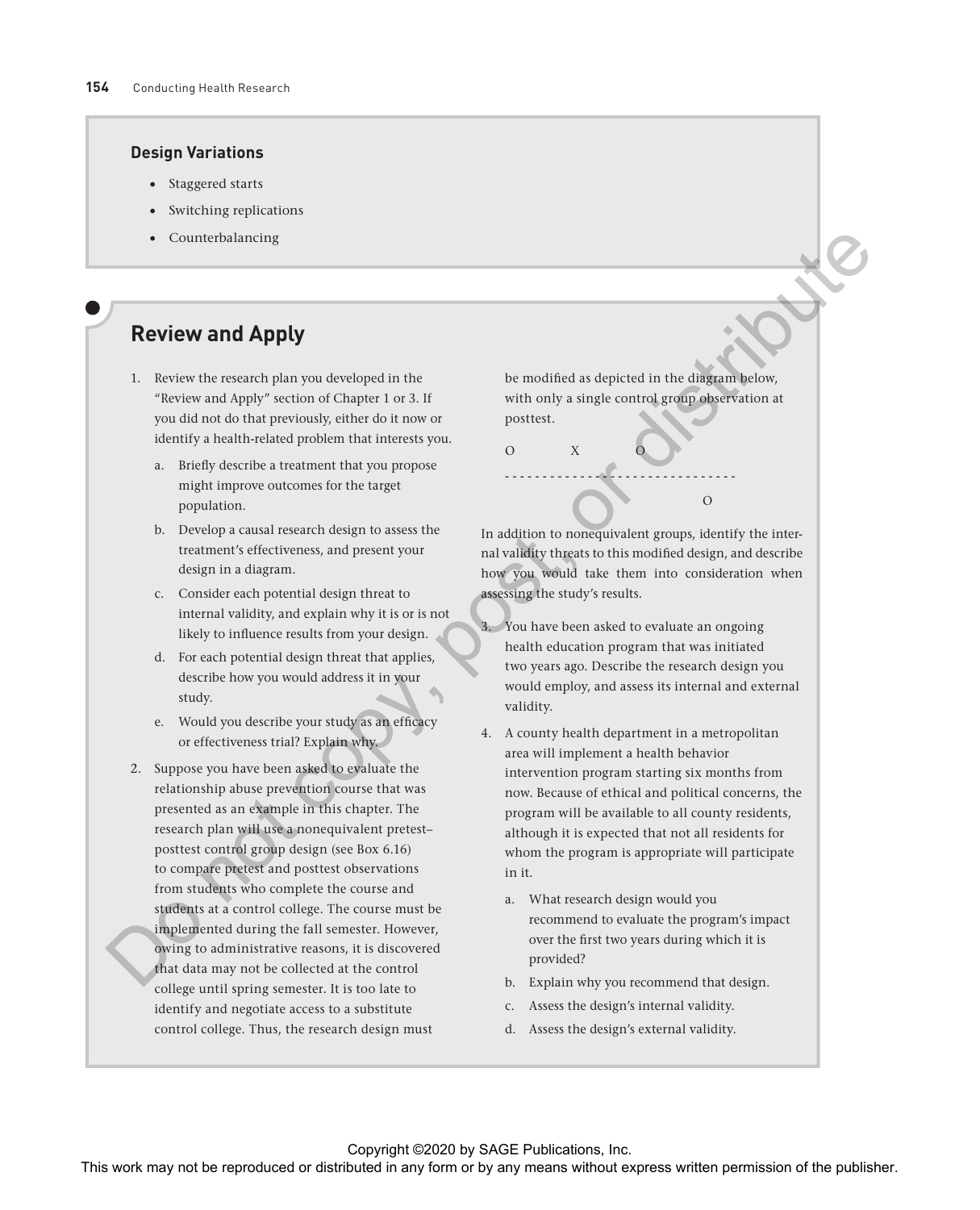### Design Variations

- Staggered starts
- Switching replications
- Counterbalancing

## Review and Apply

1. Review the research plan you developed in the "Review and Apply" section of Chapter 1 or 3. If you did not do that previously, either do it now or identify a health-related problem that interests you.
   a. Briefly describe a treatment that you propose might improve outcomes for the target population.
   b. Develop a causal research design to assess the treatment's effectiveness, and present your design in a diagram.
   c. Consider each potential design threat to internal validity, and explain why it is or is not likely to influence results from your design.
   d. For each potential design threat that applies, describe how you would address it in your study.
   e. Would you describe your study as an efficacy or effectiveness trial? Explain why.

2. Suppose you have been asked to evaluate the relationship abuse prevention course that was presented as an example in this chapter. The research plan will use a nonequivalent pretest–posttest control group design (see Box 6.16) to compare pretest and posttest observations from students who complete the course and students at a control college. The course must be implemented during the fall semester. However, owing to administrative reasons, it is discovered that data may not be collected at the control college until spring semester. It is too late to identify and negotiate access to a substitute control college. Thus, the research design must be modified as depicted in the diagram below, with only a single control group observation at posttest.

```
O        X        O
- - - - - - - - - - - - - - - - - - - - - - - - - -
                           O
```

In addition to nonequivalent groups, identify the internal validity threats to this modified design, and describe how you would take them into consideration when assessing the study's results.

3. You have been asked to evaluate an ongoing health education program that was initiated two years ago. Describe the research design you would employ, and assess its internal and external validity.

4. A county health department in a metropolitan area will implement a health behavior intervention program starting six months from now. Because of ethical and political concerns, the program will be available to all county residents, although it is expected that not all residents for whom the program is appropriate will participate in it.
   a. What research design would you recommend to evaluate the program's impact over the first two years during which it is provided?
   b. Explain why you recommend that design.
   c. Assess the design's internal validity.
   d. Assess the design's external validity.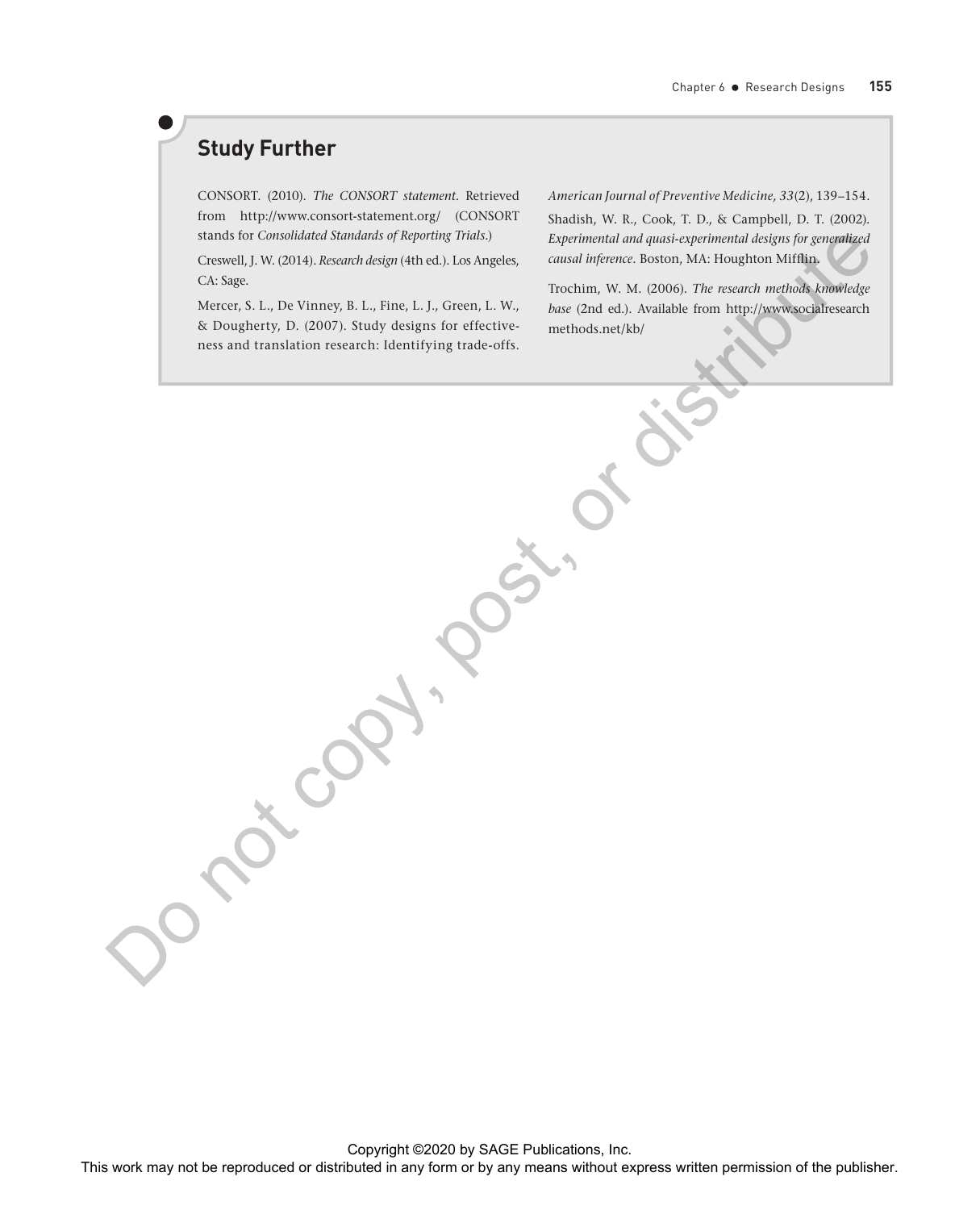## Study Further

CONSORT. (2010). *The CONSORT statement*. Retrieved from http://www.consort-statement.org/ (CONSORT stands for *Consolidated Standards of Reporting Trials*.)

Creswell, J. W. (2014). *Research design* (4th ed.). Los Angeles, CA: Sage.

Mercer, S. L., De Vinney, B. L., Fine, L. J., Green, L. W., & Dougherty, D. (2007). Study designs for effectiveness and translation research: Identifying trade-offs. *American Journal of Preventive Medicine, 33*(2), 139–154.

Shadish, W. R., Cook, T. D., & Campbell, D. T. (2002). *Experimental and quasi-experimental designs for generalized causal inference*. Boston, MA: Houghton Mifflin.

Trochim, W. M. (2006). *The research methods knowledge base* (2nd ed.). Available from http://www.socialresearchmethods.net/kb/